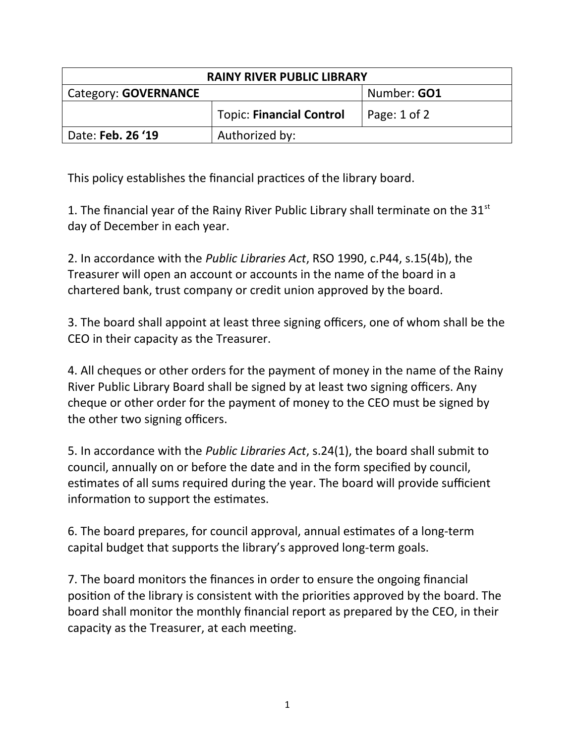| RAINY RIVER PUBLIC LIBRARY | | |
|---|---|---|
| Category: **GOVERNANCE** | | Number: **GO1** |
| | Topic: **Financial Control** | Page: 1 of 2 |
| Date: **Feb. 26 '19** | Authorized by: | |

This policy establishes the financial practices of the library board.

1. The financial year of the Rainy River Public Library shall terminate on the 31st day of December in each year.

2. In accordance with the *Public Libraries Act*, RSO 1990, c.P44, s.15(4b), the Treasurer will open an account or accounts in the name of the board in a chartered bank, trust company or credit union approved by the board.

3. The board shall appoint at least three signing officers, one of whom shall be the CEO in their capacity as the Treasurer.

4. All cheques or other orders for the payment of money in the name of the Rainy River Public Library Board shall be signed by at least two signing officers. Any cheque or other order for the payment of money to the CEO must be signed by the other two signing officers.

5. In accordance with the *Public Libraries Act*, s.24(1), the board shall submit to council, annually on or before the date and in the form specified by council, estimates of all sums required during the year. The board will provide sufficient information to support the estimates.

6. The board prepares, for council approval, annual estimates of a long-term capital budget that supports the library's approved long-term goals.

7. The board monitors the finances in order to ensure the ongoing financial position of the library is consistent with the priorities approved by the board. The board shall monitor the monthly financial report as prepared by the CEO, in their capacity as the Treasurer, at each meeting.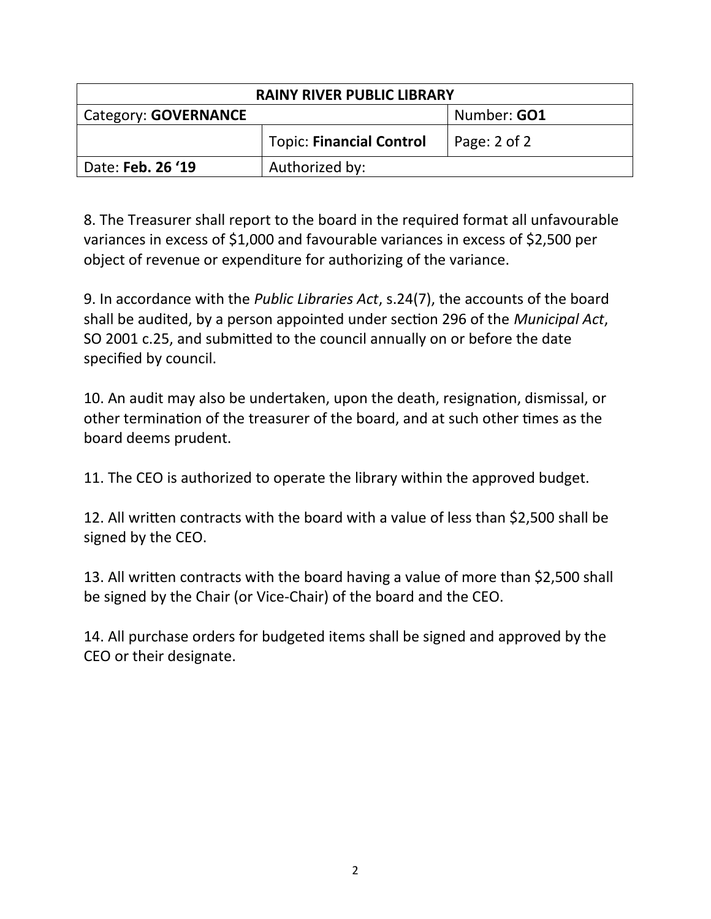| RAINY RIVER PUBLIC LIBRARY | | |
| --- | --- | --- |
| Category: **GOVERNANCE** | | Number: **GO1** |
| | Topic: **Financial Control** | Page: 2 of 2 |
| Date: **Feb. 26 '19** | Authorized by: | |

8. The Treasurer shall report to the board in the required format all unfavourable variances in excess of $1,000 and favourable variances in excess of $2,500 per object of revenue or expenditure for authorizing of the variance.

9. In accordance with the *Public Libraries Act*, s.24(7), the accounts of the board shall be audited, by a person appointed under section 296 of the *Municipal Act*, SO 2001 c.25, and submitted to the council annually on or before the date specified by council.

10. An audit may also be undertaken, upon the death, resignation, dismissal, or other termination of the treasurer of the board, and at such other times as the board deems prudent.

11. The CEO is authorized to operate the library within the approved budget.

12. All written contracts with the board with a value of less than $2,500 shall be signed by the CEO.

13. All written contracts with the board having a value of more than $2,500 shall be signed by the Chair (or Vice-Chair) of the board and the CEO.

14. All purchase orders for budgeted items shall be signed and approved by the CEO or their designate.